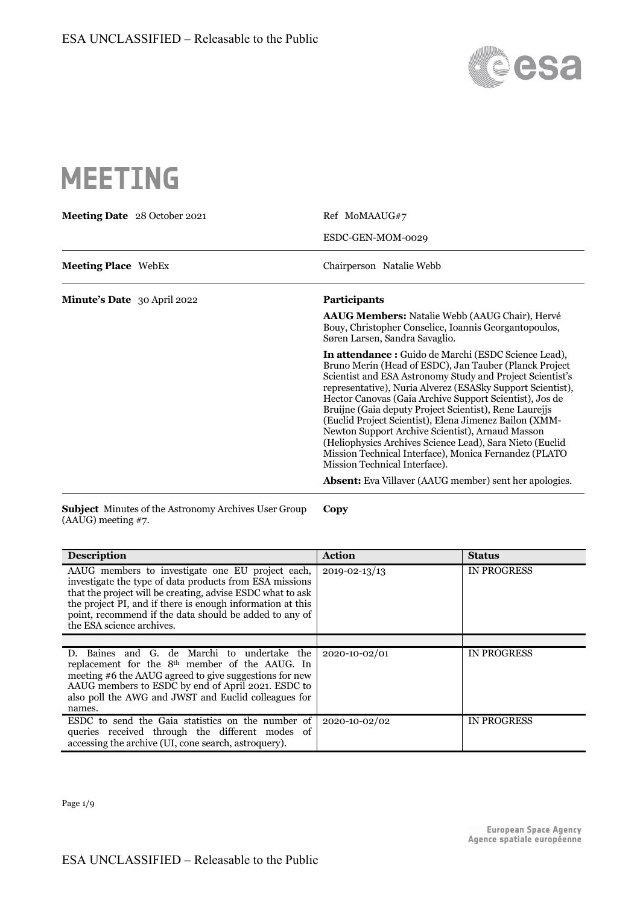# MEETING

| | |
|---|---|
| **Meeting Date** 28 October 2021 | Ref MoMAAUG#7<br>ESDC-GEN-MOM-0029 |
| **Meeting Place** WebEx | Chairperson Natalie Webb |
| **Minute's Date** 30 April 2022 | **Participants**<br>**AAUG Members:** Natalie Webb (AAUG Chair), Hervé Bouy, Christopher Conselice, Ioannis Georgantopoulos, Søren Larsen, Sandra Savaglio.<br>**In attendance :** Guido de Marchi (ESDC Science Lead), Bruno Merín (Head of ESDC), Jan Tauber (Planck Project Scientist and ESA Astronomy Study and Project Scientist's representative), Nuria Alverez (ESASky Support Scientist), Hector Canovas (Gaia Archive Support Scientist), Jos de Bruijne (Gaia deputy Project Scientist), Rene Laurejjs (Euclid Project Scientist), Elena Jimenez Bailon (XMM-Newton Support Archive Scientist), Arnaud Masson (Heliophysics Archives Science Lead), Sara Nieto (Euclid Mission Technical Interface), Monica Fernandez (PLATO Mission Technical Interface).<br>**Absent:** Eva Villaver (AAUG member) sent her apologies. |

**Subject** Minutes of the Astronomy Archives User Group (AAUG) meeting #7.

**Copy**

| Description | Action | Status |
|---|---|---|
| AAUG members to investigate one EU project each, investigate the type of data products from ESA missions that the project will be creating, advise ESDC what to ask the project PI, and if there is enough information at this point, recommend if the data should be added to any of the ESA science archives. | 2019-02-13/13 | IN PROGRESS |
| | | |
| D. Baines and G. de Marchi to undertake the replacement for the 8th member of the AAUG. In meeting #6 the AAUG agreed to give suggestions for new AAUG members to ESDC by end of April 2021. ESDC to also poll the AWG and JWST and Euclid colleagues for names. | 2020-10-02/01 | IN PROGRESS |
| ESDC to send the Gaia statistics on the number of queries received through the different modes of accessing the archive (UI, cone search, astroquery). | 2020-10-02/02 | IN PROGRESS |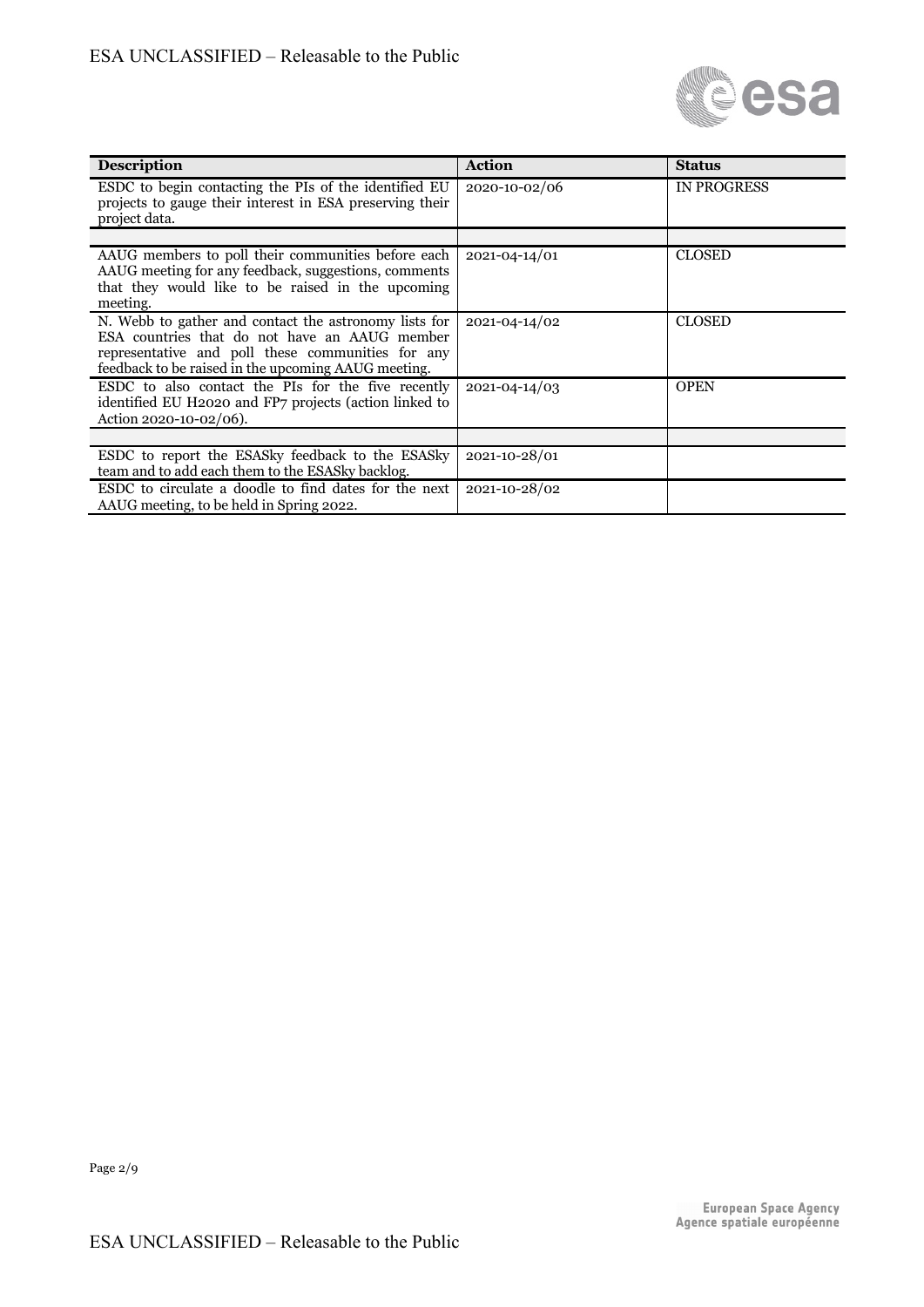| Description | Action | Status |
|---|---|---|
| ESDC to begin contacting the PIs of the identified EU projects to gauge their interest in ESA preserving their project data. | 2020-10-02/06 | IN PROGRESS |
| | | |
| AAUG members to poll their communities before each AAUG meeting for any feedback, suggestions, comments that they would like to be raised in the upcoming meeting. | 2021-04-14/01 | CLOSED |
| N. Webb to gather and contact the astronomy lists for ESA countries that do not have an AAUG member representative and poll these communities for any feedback to be raised in the upcoming AAUG meeting. | 2021-04-14/02 | CLOSED |
| ESDC to also contact the PIs for the five recently identified EU H2020 and FP7 projects (action linked to Action 2020-10-02/06). | 2021-04-14/03 | OPEN |
| | | |
| ESDC to report the ESASky feedback to the ESASky team and to add each them to the ESASky backlog. | 2021-10-28/01 | |
| ESDC to circulate a doodle to find dates for the next AAUG meeting, to be held in Spring 2022. | 2021-10-28/02 | |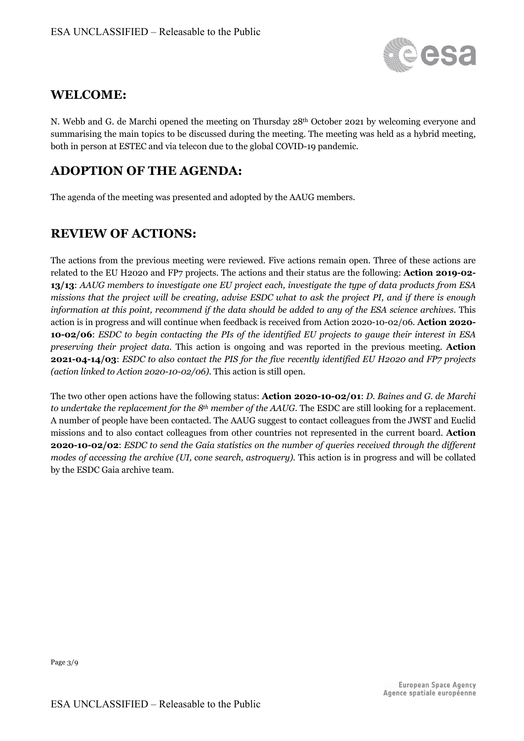## WELCOME:

N. Webb and G. de Marchi opened the meeting on Thursday 28th October 2021 by welcoming everyone and summarising the main topics to be discussed during the meeting. The meeting was held as a hybrid meeting, both in person at ESTEC and via telecon due to the global COVID-19 pandemic.

## ADOPTION OF THE AGENDA:

The agenda of the meeting was presented and adopted by the AAUG members.

## REVIEW OF ACTIONS:

The actions from the previous meeting were reviewed. Five actions remain open. Three of these actions are related to the EU H2020 and FP7 projects. The actions and their status are the following: **Action 2019-02-13/13**: *AAUG members to investigate one EU project each, investigate the type of data products from ESA missions that the project will be creating, advise ESDC what to ask the project PI, and if there is enough information at this point, recommend if the data should be added to any of the ESA science archives.* This action is in progress and will continue when feedback is received from Action 2020-10-02/06. **Action 2020-10-02/06**: *ESDC to begin contacting the PIs of the identified EU projects to gauge their interest in ESA preserving their project data.* This action is ongoing and was reported in the previous meeting. **Action 2021-04-14/03**: *ESDC to also contact the PIS for the five recently identified EU H2020 and FP7 projects (action linked to Action 2020-10-02/06).* This action is still open.

The two other open actions have the following status: **Action 2020-10-02/01**: *D. Baines and G. de Marchi to undertake the replacement for the 8th member of the AAUG.* The ESDC are still looking for a replacement. A number of people have been contacted. The AAUG suggest to contact colleagues from the JWST and Euclid missions and to also contact colleagues from other countries not represented in the current board. **Action 2020-10-02/02**: *ESDC to send the Gaia statistics on the number of queries received through the different modes of accessing the archive (UI, cone search, astroquery).* This action is in progress and will be collated by the ESDC Gaia archive team.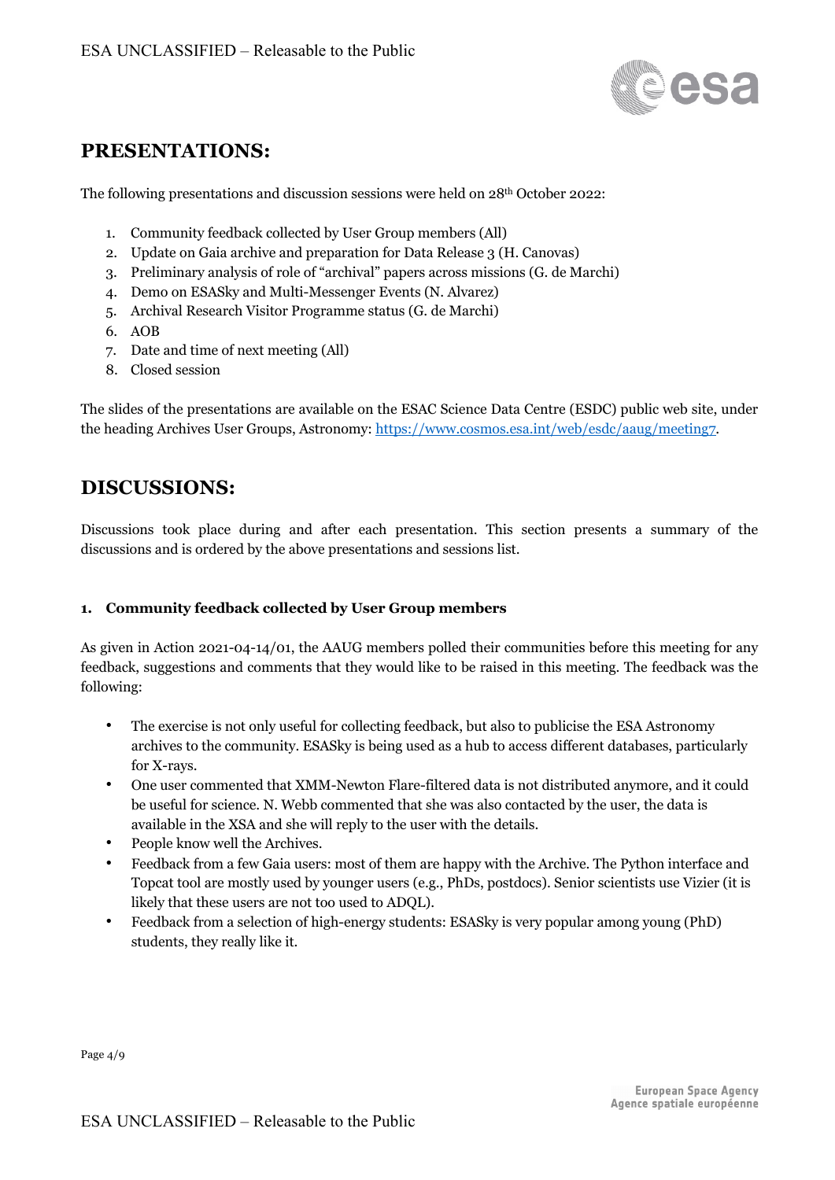## PRESENTATIONS:

The following presentations and discussion sessions were held on 28th October 2022:

1. Community feedback collected by User Group members (All)
2. Update on Gaia archive and preparation for Data Release 3 (H. Canovas)
3. Preliminary analysis of role of "archival" papers across missions (G. de Marchi)
4. Demo on ESASky and Multi-Messenger Events (N. Alvarez)
5. Archival Research Visitor Programme status (G. de Marchi)
6. AOB
7. Date and time of next meeting (All)
8. Closed session

The slides of the presentations are available on the ESAC Science Data Centre (ESDC) public web site, under the heading Archives User Groups, Astronomy: https://www.cosmos.esa.int/web/esdc/aaug/meeting7.

## DISCUSSIONS:

Discussions took place during and after each presentation. This section presents a summary of the discussions and is ordered by the above presentations and sessions list.

### 1. Community feedback collected by User Group members

As given in Action 2021-04-14/01, the AAUG members polled their communities before this meeting for any feedback, suggestions and comments that they would like to be raised in this meeting. The feedback was the following:

- The exercise is not only useful for collecting feedback, but also to publicise the ESA Astronomy archives to the community. ESASky is being used as a hub to access different databases, particularly for X-rays.
- One user commented that XMM-Newton Flare-filtered data is not distributed anymore, and it could be useful for science. N. Webb commented that she was also contacted by the user, the data is available in the XSA and she will reply to the user with the details.
- People know well the Archives.
- Feedback from a few Gaia users: most of them are happy with the Archive. The Python interface and Topcat tool are mostly used by younger users (e.g., PhDs, postdocs). Senior scientists use Vizier (it is likely that these users are not too used to ADQL).
- Feedback from a selection of high-energy students: ESASky is very popular among young (PhD) students, they really like it.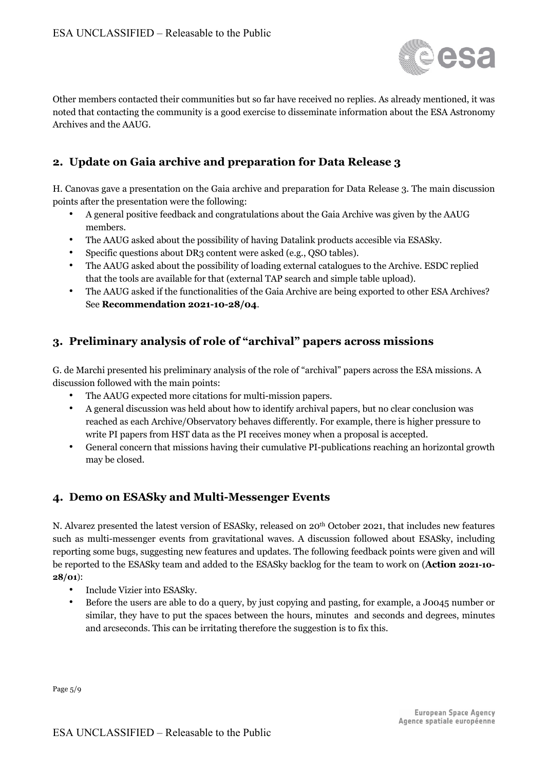Other members contacted their communities but so far have received no replies. As already mentioned, it was noted that contacting the community is a good exercise to disseminate information about the ESA Astronomy Archives and the AAUG.

## 2. Update on Gaia archive and preparation for Data Release 3

H. Canovas gave a presentation on the Gaia archive and preparation for Data Release 3. The main discussion points after the presentation were the following:

- A general positive feedback and congratulations about the Gaia Archive was given by the AAUG members.
- The AAUG asked about the possibility of having Datalink products accesible via ESASky.
- Specific questions about DR3 content were asked (e.g., QSO tables).
- The AAUG asked about the possibility of loading external catalogues to the Archive. ESDC replied that the tools are available for that (external TAP search and simple table upload).
- The AAUG asked if the functionalities of the Gaia Archive are being exported to other ESA Archives? See **Recommendation 2021-10-28/04**.

## 3. Preliminary analysis of role of "archival" papers across missions

G. de Marchi presented his preliminary analysis of the role of "archival" papers across the ESA missions. A discussion followed with the main points:

- The AAUG expected more citations for multi-mission papers.
- A general discussion was held about how to identify archival papers, but no clear conclusion was reached as each Archive/Observatory behaves differently. For example, there is higher pressure to write PI papers from HST data as the PI receives money when a proposal is accepted.
- General concern that missions having their cumulative PI-publications reaching an horizontal growth may be closed.

## 4. Demo on ESASky and Multi-Messenger Events

N. Alvarez presented the latest version of ESASky, released on 20th October 2021, that includes new features such as multi-messenger events from gravitational waves. A discussion followed about ESASky, including reporting some bugs, suggesting new features and updates. The following feedback points were given and will be reported to the ESASky team and added to the ESASky backlog for the team to work on (**Action 2021-10-28/01**):

- Include Vizier into ESASky.
- Before the users are able to do a query, by just copying and pasting, for example, a J0045 number or similar, they have to put the spaces between the hours, minutes and seconds and degrees, minutes and arcseconds. This can be irritating therefore the suggestion is to fix this.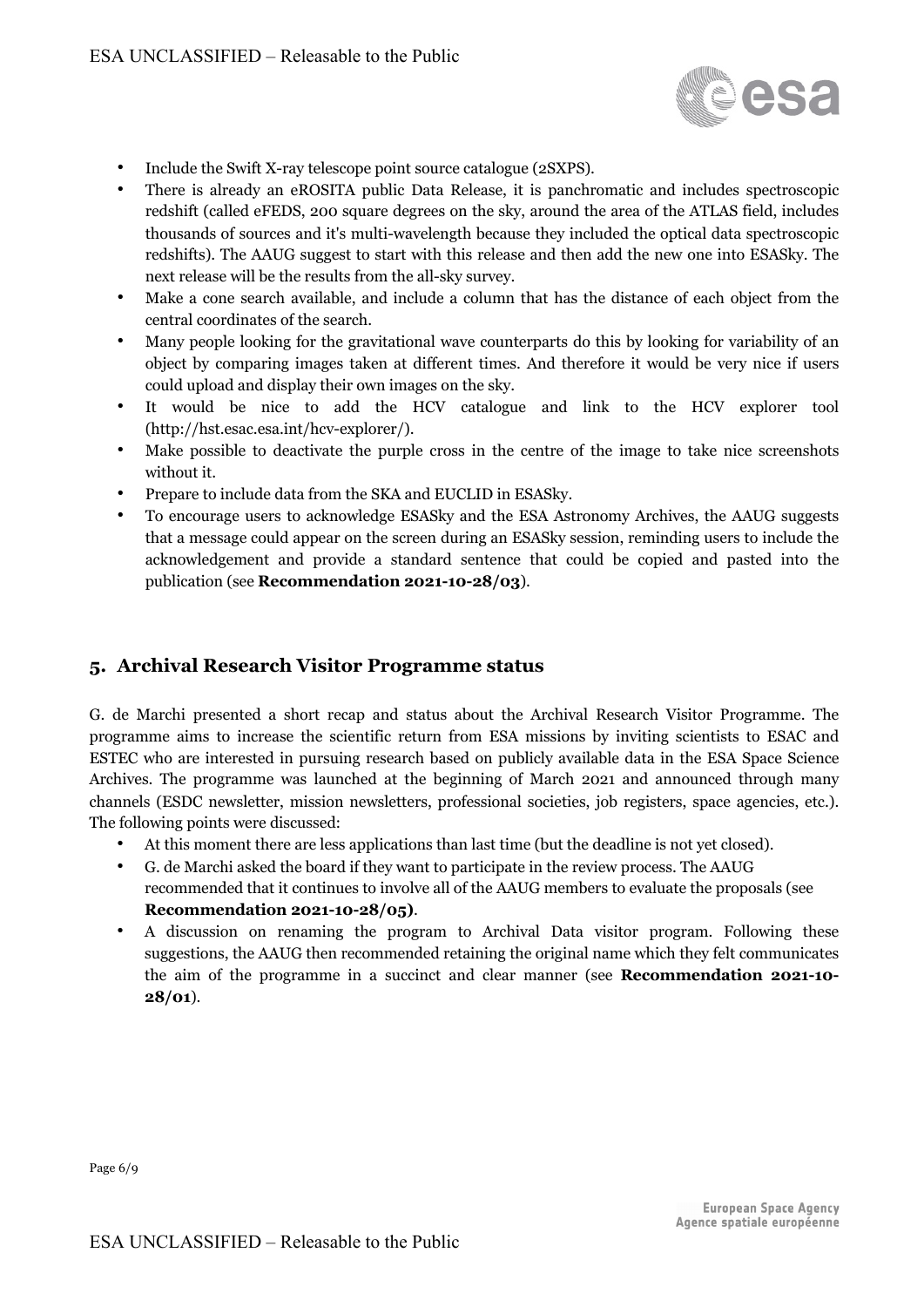- Include the Swift X-ray telescope point source catalogue (2SXPS).
- There is already an eROSITA public Data Release, it is panchromatic and includes spectroscopic redshift (called eFEDS, 200 square degrees on the sky, around the area of the ATLAS field, includes thousands of sources and it's multi-wavelength because they included the optical data spectroscopic redshifts). The AAUG suggest to start with this release and then add the new one into ESASky. The next release will be the results from the all-sky survey.
- Make a cone search available, and include a column that has the distance of each object from the central coordinates of the search.
- Many people looking for the gravitational wave counterparts do this by looking for variability of an object by comparing images taken at different times. And therefore it would be very nice if users could upload and display their own images on the sky.
- It would be nice to add the HCV catalogue and link to the HCV explorer tool (http://hst.esac.esa.int/hcv-explorer/).
- Make possible to deactivate the purple cross in the centre of the image to take nice screenshots without it.
- Prepare to include data from the SKA and EUCLID in ESASky.
- To encourage users to acknowledge ESASky and the ESA Astronomy Archives, the AAUG suggests that a message could appear on the screen during an ESASky session, reminding users to include the acknowledgement and provide a standard sentence that could be copied and pasted into the publication (see **Recommendation 2021-10-28/03**).

## 5. Archival Research Visitor Programme status

G. de Marchi presented a short recap and status about the Archival Research Visitor Programme. The programme aims to increase the scientific return from ESA missions by inviting scientists to ESAC and ESTEC who are interested in pursuing research based on publicly available data in the ESA Space Science Archives. The programme was launched at the beginning of March 2021 and announced through many channels (ESDC newsletter, mission newsletters, professional societies, job registers, space agencies, etc.). The following points were discussed:

- At this moment there are less applications than last time (but the deadline is not yet closed).
- G. de Marchi asked the board if they want to participate in the review process. The AAUG recommended that it continues to involve all of the AAUG members to evaluate the proposals (see **Recommendation 2021-10-28/05)**.
- A discussion on renaming the program to Archival Data visitor program. Following these suggestions, the AAUG then recommended retaining the original name which they felt communicates the aim of the programme in a succinct and clear manner (see **Recommendation 2021-10-28/01**).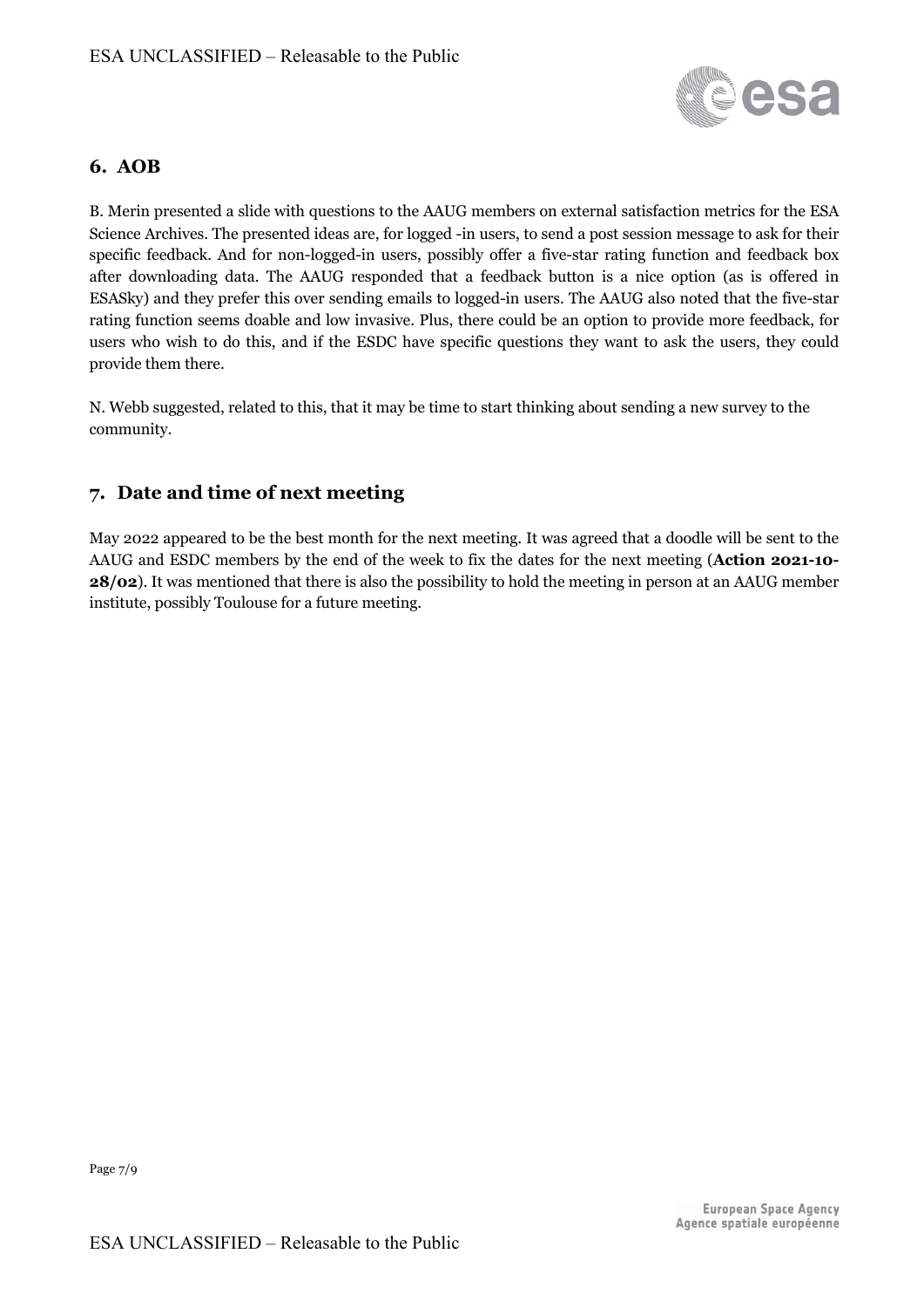## 6. AOB

B. Merin presented a slide with questions to the AAUG members on external satisfaction metrics for the ESA Science Archives. The presented ideas are, for logged -in users, to send a post session message to ask for their specific feedback. And for non-logged-in users, possibly offer a five-star rating function and feedback box after downloading data. The AAUG responded that a feedback button is a nice option (as is offered in ESASky) and they prefer this over sending emails to logged-in users. The AAUG also noted that the five-star rating function seems doable and low invasive. Plus, there could be an option to provide more feedback, for users who wish to do this, and if the ESDC have specific questions they want to ask the users, they could provide them there.

N. Webb suggested, related to this, that it may be time to start thinking about sending a new survey to the community.

## 7. Date and time of next meeting

May 2022 appeared to be the best month for the next meeting. It was agreed that a doodle will be sent to the AAUG and ESDC members by the end of the week to fix the dates for the next meeting (**Action 2021-10-28/02**). It was mentioned that there is also the possibility to hold the meeting in person at an AAUG member institute, possibly Toulouse for a future meeting.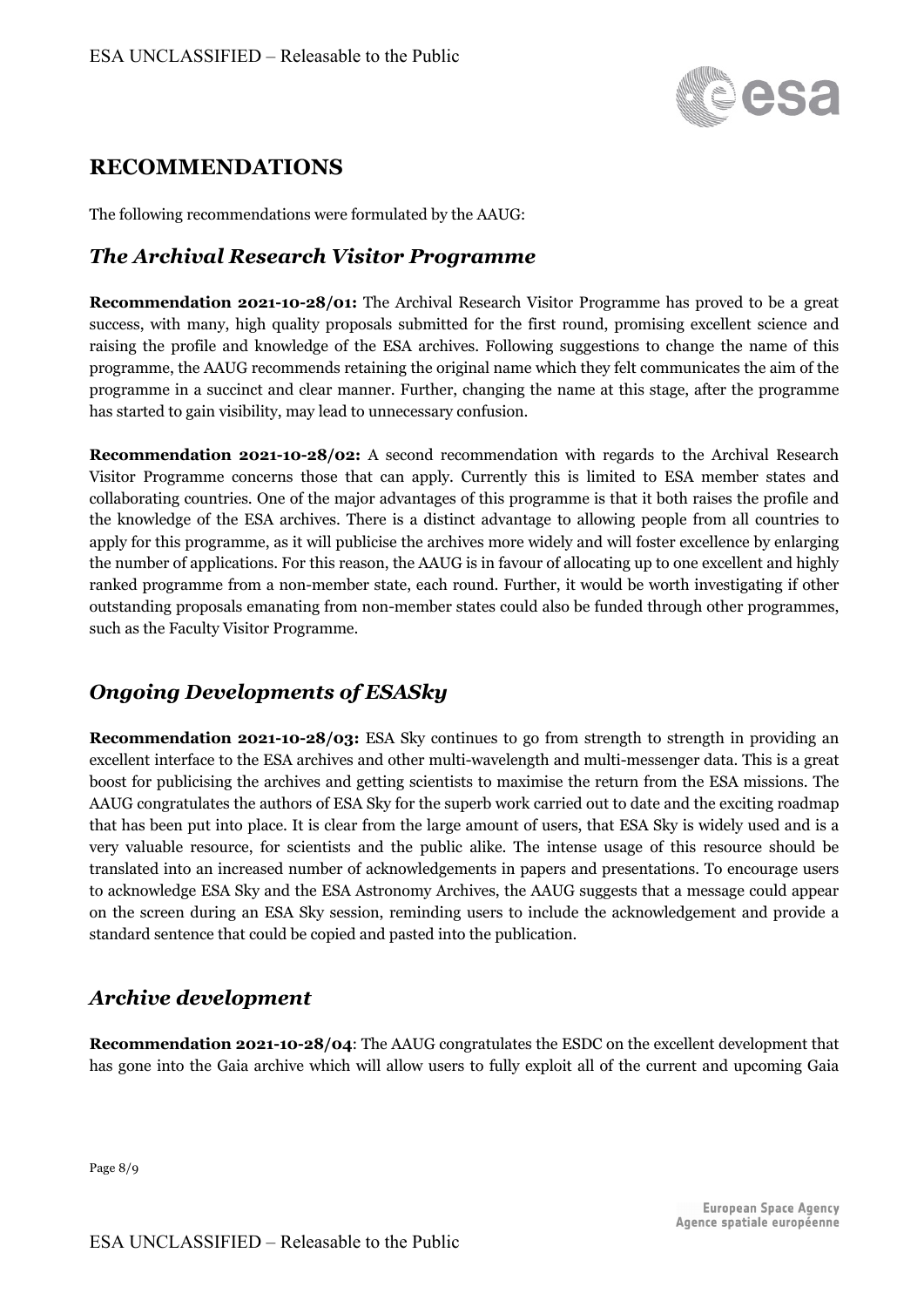## RECOMMENDATIONS

The following recommendations were formulated by the AAUG:

### *The Archival Research Visitor Programme*

**Recommendation 2021-10-28/01:** The Archival Research Visitor Programme has proved to be a great success, with many, high quality proposals submitted for the first round, promising excellent science and raising the profile and knowledge of the ESA archives. Following suggestions to change the name of this programme, the AAUG recommends retaining the original name which they felt communicates the aim of the programme in a succinct and clear manner. Further, changing the name at this stage, after the programme has started to gain visibility, may lead to unnecessary confusion.

**Recommendation 2021-10-28/02:** A second recommendation with regards to the Archival Research Visitor Programme concerns those that can apply. Currently this is limited to ESA member states and collaborating countries. One of the major advantages of this programme is that it both raises the profile and the knowledge of the ESA archives. There is a distinct advantage to allowing people from all countries to apply for this programme, as it will publicise the archives more widely and will foster excellence by enlarging the number of applications. For this reason, the AAUG is in favour of allocating up to one excellent and highly ranked programme from a non-member state, each round. Further, it would be worth investigating if other outstanding proposals emanating from non-member states could also be funded through other programmes, such as the Faculty Visitor Programme.

### *Ongoing Developments of ESASky*

**Recommendation 2021-10-28/03:** ESA Sky continues to go from strength to strength in providing an excellent interface to the ESA archives and other multi-wavelength and multi-messenger data. This is a great boost for publicising the archives and getting scientists to maximise the return from the ESA missions. The AAUG congratulates the authors of ESA Sky for the superb work carried out to date and the exciting roadmap that has been put into place. It is clear from the large amount of users, that ESA Sky is widely used and is a very valuable resource, for scientists and the public alike. The intense usage of this resource should be translated into an increased number of acknowledgements in papers and presentations. To encourage users to acknowledge ESA Sky and the ESA Astronomy Archives, the AAUG suggests that a message could appear on the screen during an ESA Sky session, reminding users to include the acknowledgement and provide a standard sentence that could be copied and pasted into the publication.

### *Archive development*

**Recommendation 2021-10-28/04**: The AAUG congratulates the ESDC on the excellent development that has gone into the Gaia archive which will allow users to fully exploit all of the current and upcoming Gaia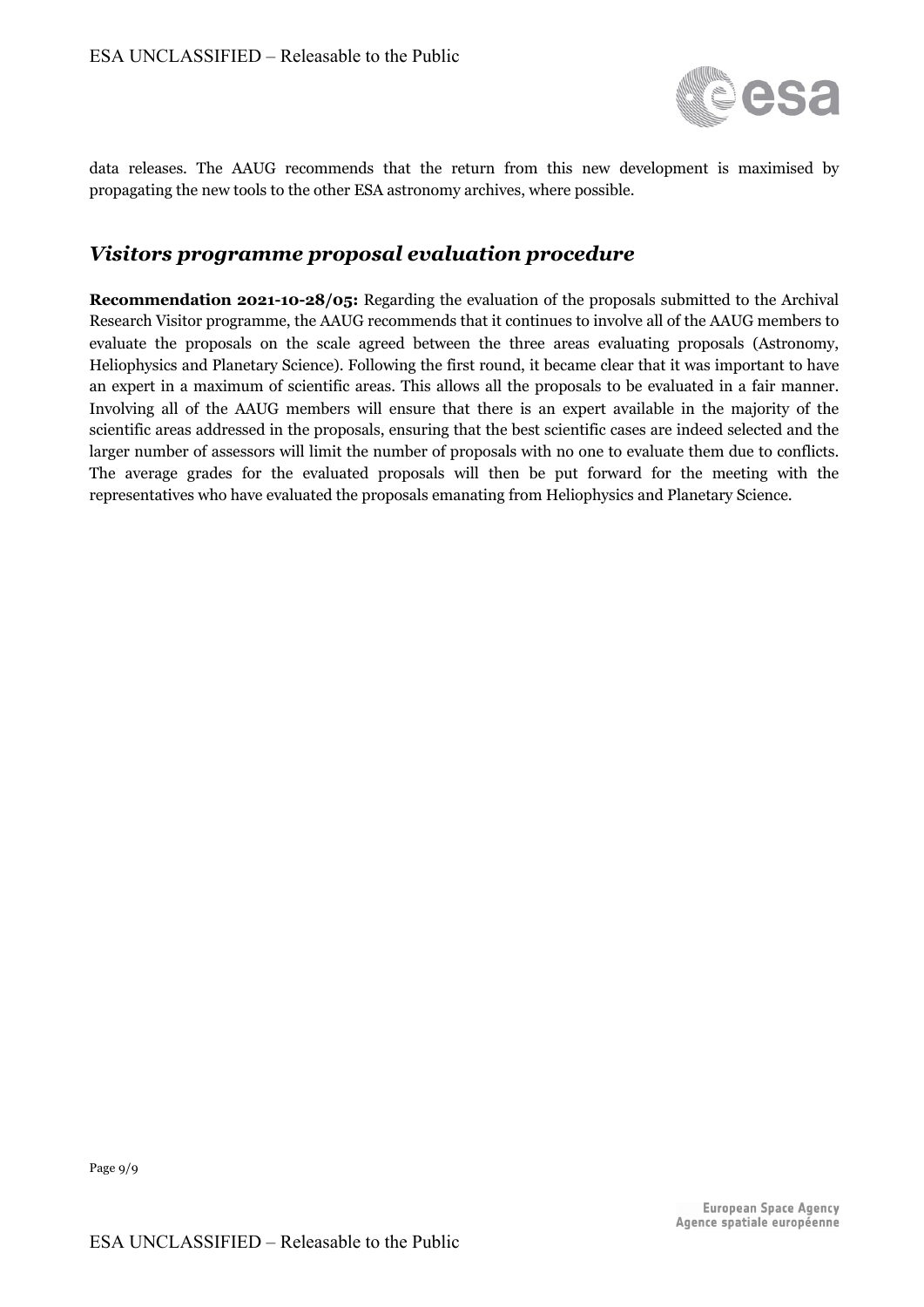data releases. The AAUG recommends that the return from this new development is maximised by propagating the new tools to the other ESA astronomy archives, where possible.

## *Visitors programme proposal evaluation procedure*

**Recommendation 2021-10-28/05:** Regarding the evaluation of the proposals submitted to the Archival Research Visitor programme, the AAUG recommends that it continues to involve all of the AAUG members to evaluate the proposals on the scale agreed between the three areas evaluating proposals (Astronomy, Heliophysics and Planetary Science). Following the first round, it became clear that it was important to have an expert in a maximum of scientific areas. This allows all the proposals to be evaluated in a fair manner. Involving all of the AAUG members will ensure that there is an expert available in the majority of the scientific areas addressed in the proposals, ensuring that the best scientific cases are indeed selected and the larger number of assessors will limit the number of proposals with no one to evaluate them due to conflicts. The average grades for the evaluated proposals will then be put forward for the meeting with the representatives who have evaluated the proposals emanating from Heliophysics and Planetary Science.